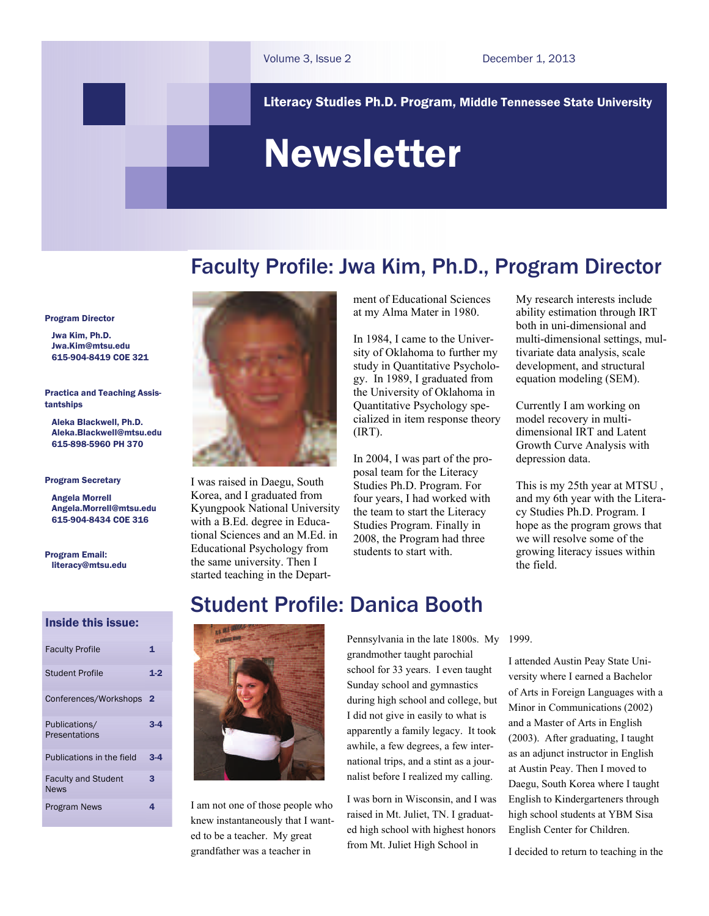Volume 3, Issue 2 December 1, 2013

**Literacy Studies Ph.D. Program, Middle Tennessee State University**

# Newsletter

**Program Director**

Jwa Kim, Ph.D.
Jwa.Kim@mtsu.edu
615-904-8419 COE 321

**Practica and Teaching Assistantships**

Aleka Blackwell, Ph.D.
Aleka.Blackwell@mtsu.edu
615-898-5960 PH 370

**Program Secretary**

Angela Morrell
Angela.Morrell@mtsu.edu
615-904-8434 COE 316

**Program Email:**
literacy@mtsu.edu

**Inside this issue:**

| | |
|---|---|
| Faculty Profile | 1 |
| Student Profile | 1-2 |
| Conferences/Workshops | 2 |
| Publications/ Presentations | 3-4 |
| Publications in the field | 3-4 |
| Faculty and Student News | 3 |
| Program News | 4 |

## Faculty Profile: Jwa Kim, Ph.D., Program Director

I was raised in Daegu, South Korea, and I graduated from Kyungpook National University with a B.Ed. degree in Educational Sciences and an M.Ed. in Educational Psychology from the same university. Then I started teaching in the Department of Educational Sciences at my Alma Mater in 1980.

In 1984, I came to the University of Oklahoma to further my study in Quantitative Psychology. In 1989, I graduated from the University of Oklahoma in Quantitative Psychology specialized in item response theory (IRT).

In 2004, I was part of the proposal team for the Literacy Studies Ph.D. Program. For four years, I had worked with the team to start the Literacy Studies Program. Finally in 2008, the Program had three students to start with.

My research interests include ability estimation through IRT both in uni-dimensional and multi-dimensional settings, multivariate data analysis, scale development, and structural equation modeling (SEM).

Currently I am working on model recovery in multi-dimensional IRT and Latent Growth Curve Analysis with depression data.

This is my 25th year at MTSU , and my 6th year with the Literacy Studies Ph.D. Program. I hope as the program grows that we will resolve some of the growing literacy issues within the field.

## Student Profile: Danica Booth

I am not one of those people who knew instantaneously that I wanted to be a teacher. My great grandfather was a teacher in Pennsylvania in the late 1800s. My grandmother taught parochial school for 33 years. I even taught Sunday school and gymnastics during high school and college, but I did not give in easily to what is apparently a family legacy. It took awhile, a few degrees, a few international trips, and a stint as a journalist before I realized my calling.

I was born in Wisconsin, and I was raised in Mt. Juliet, TN. I graduated high school with highest honors from Mt. Juliet High School in 1999.

I attended Austin Peay State University where I earned a Bachelor of Arts in Foreign Languages with a Minor in Communications (2002) and a Master of Arts in English (2003). After graduating, I taught as an adjunct instructor in English at Austin Peay. Then I moved to Daegu, South Korea where I taught English to Kindergarteners through high school students at YBM Sisa English Center for Children.

I decided to return to teaching in the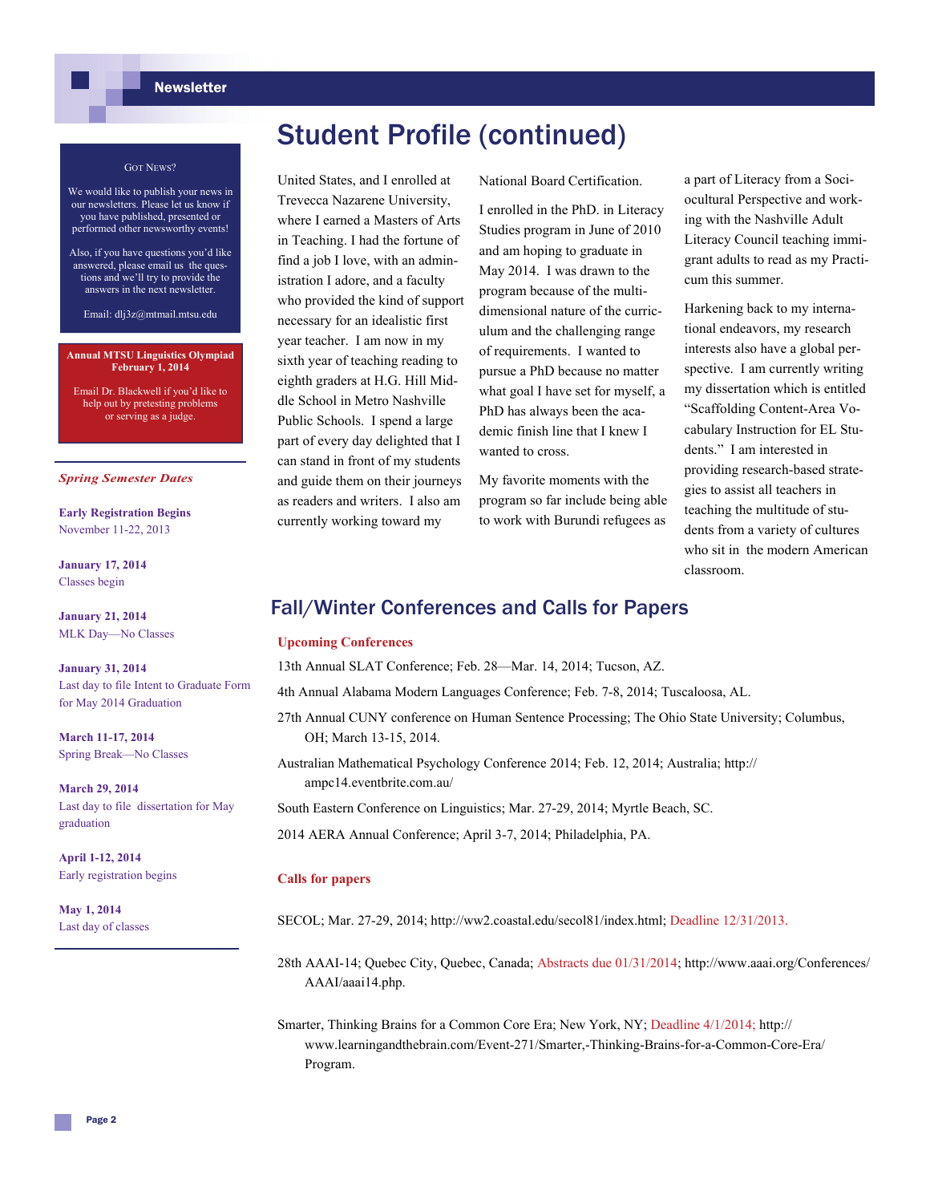# Student Profile (continued)

United States, and I enrolled at Trevecca Nazarene University, where I earned a Masters of Arts in Teaching. I had the fortune of find a job I love, with an administration I adore, and a faculty who provided the kind of support necessary for an idealistic first year teacher. I am now in my sixth year of teaching reading to eighth graders at H.G. Hill Middle School in Metro Nashville Public Schools. I spend a large part of every day delighted that I can stand in front of my students and guide them on their journeys as readers and writers. I also am currently working toward my National Board Certification.

I enrolled in the PhD. in Literacy Studies program in June of 2010 and am hoping to graduate in May 2014. I was drawn to the program because of the multi-dimensional nature of the curriculum and the challenging range of requirements. I wanted to pursue a PhD because no matter what goal I have set for myself, a PhD has always been the academic finish line that I knew I wanted to cross.

My favorite moments with the program so far include being able to work with Burundi refugees as a part of Literacy from a Sociocultural Perspective and working with the Nashville Adult Literacy Council teaching immigrant adults to read as my Practicum this summer.

Harkening back to my international endeavors, my research interests also have a global perspective. I am currently writing my dissertation which is entitled "Scaffolding Content-Area Vocabulary Instruction for EL Students." I am interested in providing research-based strategies to assist all teachers in teaching the multitude of students from a variety of cultures who sit in the modern American classroom.

## Fall/Winter Conferences and Calls for Papers

### Upcoming Conferences

13th Annual SLAT Conference; Feb. 28—Mar. 14, 2014; Tucson, AZ.

4th Annual Alabama Modern Languages Conference; Feb. 7-8, 2014; Tuscaloosa, AL.

27th Annual CUNY conference on Human Sentence Processing; The Ohio State University; Columbus, OH; March 13-15, 2014.

Australian Mathematical Psychology Conference 2014; Feb. 12, 2014; Australia; http://ampc14.eventbrite.com.au/

South Eastern Conference on Linguistics; Mar. 27-29, 2014; Myrtle Beach, SC.

2014 AERA Annual Conference; April 3-7, 2014; Philadelphia, PA.

### Calls for papers

SECOL; Mar. 27-29, 2014; http://ww2.coastal.edu/secol81/index.html; Deadline 12/31/2013.

28th AAAI-14; Quebec City, Quebec, Canada; Abstracts due 01/31/2014; http://www.aaai.org/Conferences/AAAI/aaai14.php.

Smarter, Thinking Brains for a Common Core Era; New York, NY; Deadline 4/1/2014; http://www.learningandthebrain.com/Event-271/Smarter,-Thinking-Brains-for-a-Common-Core-Era/Program.

---

GOT NEWS?

We would like to publish your news in our newsletters. Please let us know if you have published, presented or performed other newsworthy events!

Also, if you have questions you'd like answered, please email us the questions and we'll try to provide the answers in the next newsletter.

Email: dlj3z@mtmail.mtsu.edu

---

**Annual MTSU Linguistics Olympiad February 1, 2014**

Email Dr. Blackwell if you'd like to help out by pretesting problems or serving as a judge.

---

*Spring Semester Dates*

**Early Registration Begins**
November 11-22, 2013

**January 17, 2014**
Classes begin

**January 21, 2014**
MLK Day—No Classes

**January 31, 2014**
Last day to file Intent to Graduate Form for May 2014 Graduation

**March 11-17, 2014**
Spring Break—No Classes

**March 29, 2014**
Last day to file dissertation for May graduation

**April 1-12, 2014**
Early registration begins

**May 1, 2014**
Last day of classes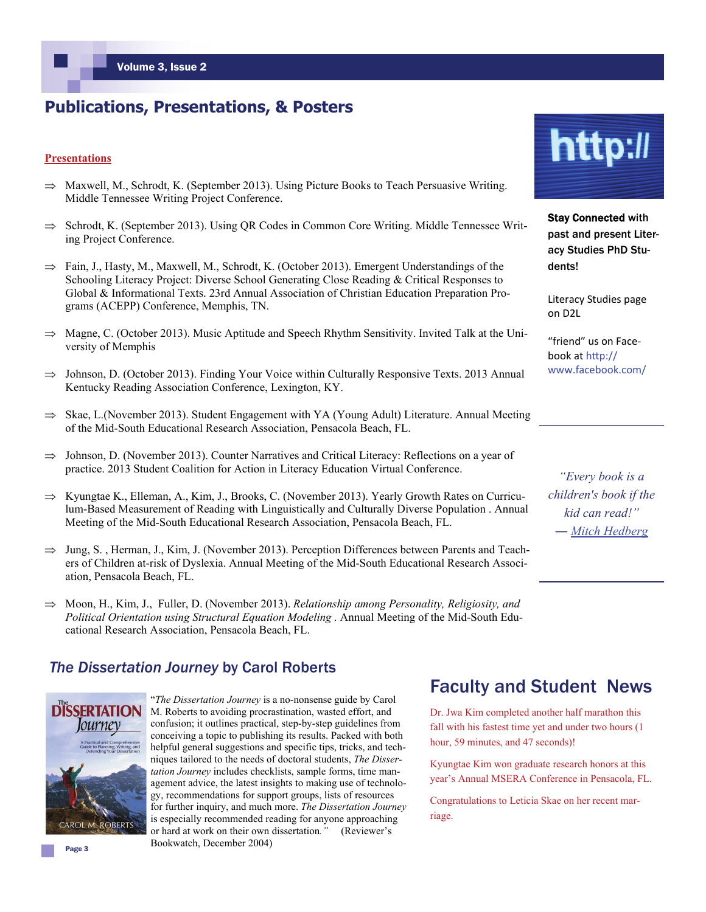## Publications, Presentations, & Posters

**Presentations**

- Maxwell, M., Schrodt, K. (September 2013). Using Picture Books to Teach Persuasive Writing. Middle Tennessee Writing Project Conference.
- Schrodt, K. (September 2013). Using QR Codes in Common Core Writing. Middle Tennessee Writing Project Conference.
- Fain, J., Hasty, M., Maxwell, M., Schrodt, K. (October 2013). Emergent Understandings of the Schooling Literacy Project: Diverse School Generating Close Reading & Critical Responses to Global & Informational Texts. 23rd Annual Association of Christian Education Preparation Programs (ACEPP) Conference, Memphis, TN.
- Magne, C. (October 2013). Music Aptitude and Speech Rhythm Sensitivity. Invited Talk at the University of Memphis
- Johnson, D. (October 2013). Finding Your Voice within Culturally Responsive Texts. 2013 Annual Kentucky Reading Association Conference, Lexington, KY.
- Skae, L.(November 2013). Student Engagement with YA (Young Adult) Literature. Annual Meeting of the Mid-South Educational Research Association, Pensacola Beach, FL.
- Johnson, D. (November 2013). Counter Narratives and Critical Literacy: Reflections on a year of practice. 2013 Student Coalition for Action in Literacy Education Virtual Conference.
- Kyungtae K., Elleman, A., Kim, J., Brooks, C. (November 2013). Yearly Growth Rates on Curriculum-Based Measurement of Reading with Linguistically and Culturally Diverse Population . Annual Meeting of the Mid-South Educational Research Association, Pensacola Beach, FL.
- Jung, S. , Herman, J., Kim, J. (November 2013). Perception Differences between Parents and Teachers of Children at-risk of Dyslexia. Annual Meeting of the Mid-South Educational Research Association, Pensacola Beach, FL.
- Moon, H., Kim, J., Fuller, D. (November 2013). *Relationship among Personality, Religiosity, and Political Orientation using Structural Equation Modeling* . Annual Meeting of the Mid-South Educational Research Association, Pensacola Beach, FL.

http://

**Stay Connected** with past and present Literacy Studies PhD Students!

Literacy Studies page on D2L

"friend" us on Facebook at http://www.facebook.com/

*"Every book is a children's book if the kid can read!"*
*— Mitch Hedberg*

## *The Dissertation Journey* by Carol Roberts

"*The Dissertation Journey* is a no-nonsense guide by Carol M. Roberts to avoiding procrastination, wasted effort, and confusion; it outlines practical, step-by-step guidelines from conceiving a topic to publishing its results. Packed with both helpful general suggestions and specific tips, tricks, and techniques tailored to the needs of doctoral students, *The Dissertation Journey* includes checklists, sample forms, time management advice, the latest insights to making use of technology, recommendations for support groups, lists of resources for further inquiry, and much more. *The Dissertation Journey* is especially recommended reading for anyone approaching or hard at work on their own dissertation*."* (Reviewer's Bookwatch, December 2004)

## Faculty and Student News

Dr. Jwa Kim completed another half marathon this fall with his fastest time yet and under two hours (1 hour, 59 minutes, and 47 seconds)!

Kyungtae Kim won graduate research honors at this year's Annual MSERA Conference in Pensacola, FL.

Congratulations to Leticia Skae on her recent marriage.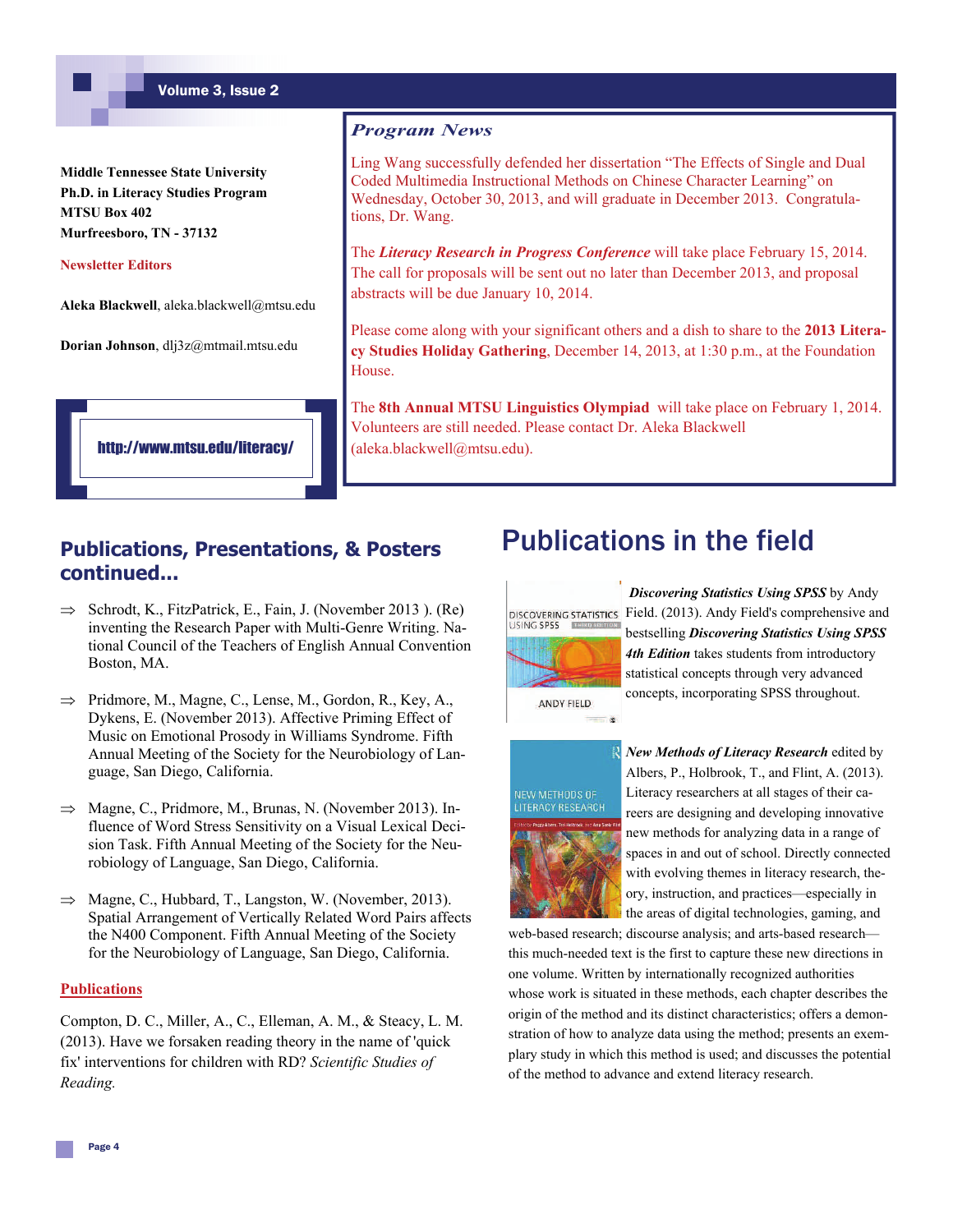Middle Tennessee State University
Ph.D. in Literacy Studies Program
MTSU Box 402
Murfreesboro, TN - 37132

**Newsletter Editors**

**Aleka Blackwell**, aleka.blackwell@mtsu.edu

**Dorian Johnson**, dlj3z@mtmail.mtsu.edu

**http://www.mtsu.edu/literacy/**

## *Program News*

Ling Wang successfully defended her dissertation "The Effects of Single and Dual Coded Multimedia Instructional Methods on Chinese Character Learning" on Wednesday, October 30, 2013, and will graduate in December 2013. Congratulations, Dr. Wang.

The ***Literacy Research in Progress Conference*** will take place February 15, 2014. The call for proposals will be sent out no later than December 2013, and proposal abstracts will be due January 10, 2014.

Please come along with your significant others and a dish to share to the **2013 Literacy Studies Holiday Gathering**, December 14, 2013, at 1:30 p.m., at the Foundation House.

The **8th Annual MTSU Linguistics Olympiad** will take place on February 1, 2014. Volunteers are still needed. Please contact Dr. Aleka Blackwell (aleka.blackwell@mtsu.edu).

## Publications, Presentations, & Posters continued...

⇒ Schrodt, K., FitzPatrick, E., Fain, J. (November 2013 ). (Re) inventing the Research Paper with Multi-Genre Writing. National Council of the Teachers of English Annual Convention Boston, MA.

⇒ Pridmore, M., Magne, C., Lense, M., Gordon, R., Key, A., Dykens, E. (November 2013). Affective Priming Effect of Music on Emotional Prosody in Williams Syndrome. Fifth Annual Meeting of the Society for the Neurobiology of Language, San Diego, California.

⇒ Magne, C., Pridmore, M., Brunas, N. (November 2013). Influence of Word Stress Sensitivity on a Visual Lexical Decision Task. Fifth Annual Meeting of the Society for the Neurobiology of Language, San Diego, California.

⇒ Magne, C., Hubbard, T., Langston, W. (November, 2013). Spatial Arrangement of Vertically Related Word Pairs affects the N400 Component. Fifth Annual Meeting of the Society for the Neurobiology of Language, San Diego, California.

**Publications**

Compton, D. C., Miller, A., C., Elleman, A. M., & Steacy, L. M. (2013). Have we forsaken reading theory in the name of 'quick fix' interventions for children with RD? *Scientific Studies of Reading.*

# Publications in the field

***Discovering Statistics Using SPSS*** by Andy Field. (2013). Andy Field's comprehensive and bestselling ***Discovering Statistics Using SPSS 4th Edition*** takes students from introductory statistical concepts through very advanced concepts, incorporating SPSS throughout.

***New Methods of Literacy Research*** edited by Albers, P., Holbrook, T., and Flint, A. (2013). Literacy researchers at all stages of their careers are designing and developing innovative new methods for analyzing data in a range of spaces in and out of school. Directly connected with evolving themes in literacy research, theory, instruction, and practices—especially in the areas of digital technologies, gaming, and web-based research; discourse analysis; and arts-based research—this much-needed text is the first to capture these new directions in one volume. Written by internationally recognized authorities whose work is situated in these methods, each chapter describes the origin of the method and its distinct characteristics; offers a demonstration of how to analyze data using the method; presents an exemplary study in which this method is used; and discusses the potential of the method to advance and extend literacy research.